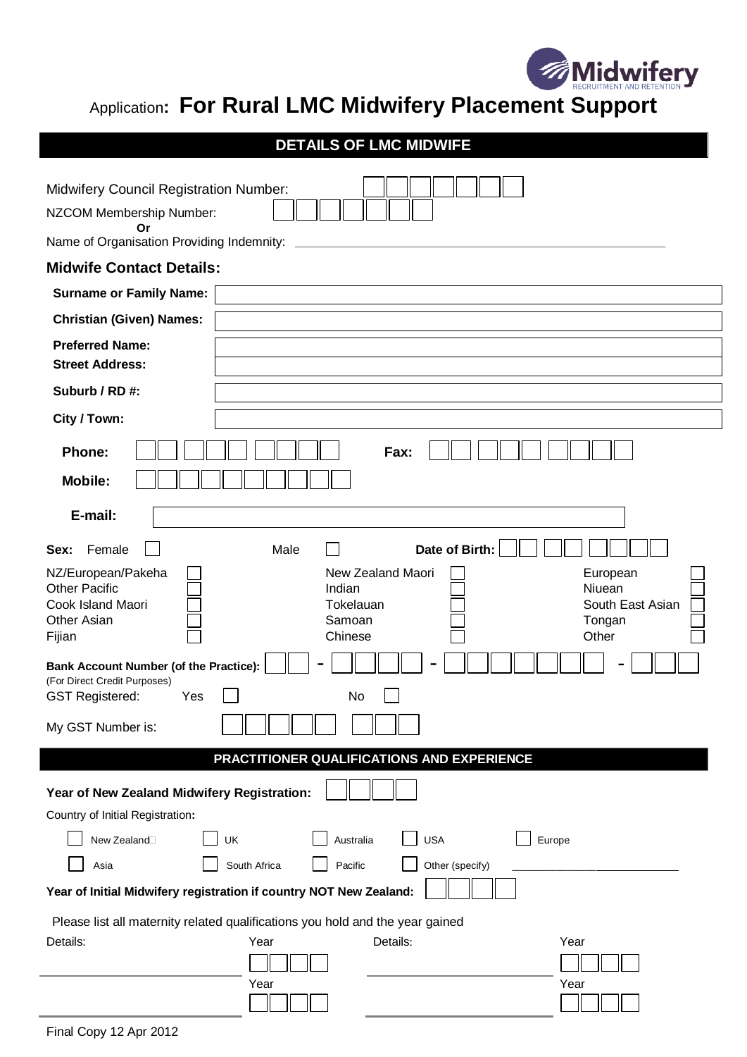Application: **For Rural LMC Midwifery Placement Support**

## DETAILS OF LMC MIDWIFE

Midwifery Council Registration Number: ☐☐☐☐☐☐☐

NZCOM Membership Number: ☐☐☐☐☐☐☐

**Or**

Name of Organisation Providing Indemnity: ______________________________________________

### Midwife Contact Details:

| | |
|---|---|
| **Surname or Family Name:** | |
| **Christian (Given) Names:** | |
| **Preferred Name:** | |
| **Street Address:** | |
| **Suburb / RD #:** | |
| **City / Town:** | |

**Phone:** ☐☐ ☐☐☐ ☐☐☐☐ **Fax:** ☐☐ ☐☐☐ ☐☐☐☐

**Mobile:** ☐☐☐☐☐☐☐☐☐☐

**E-mail:** ______________________________________________

**Sex:** Female ☐ Male ☐ **Date of Birth:** ☐☐ ☐☐ ☐☐☐☐

| | | | | | |
|---|---|---|---|---|---|
| NZ/European/Pakeha | ☐ | New Zealand Maori | ☐ | European | ☐ |
| Other Pacific | ☐ | Indian | ☐ | Niuean | ☐ |
| Cook Island Maori | ☐ | Tokelauan | ☐ | South East Asian | ☐ |
| Other Asian | ☐ | Samoan | ☐ | Tongan | ☐ |
| Fijian | ☐ | Chinese | ☐ | Other | ☐ |

**Bank Account Number (of the Practice):** ☐☐ - ☐☐☐☐ - ☐☐☐☐☐☐☐ - ☐☐☐

(For Direct Credit Purposes)

GST Registered: Yes ☐ No ☐

My GST Number is: ☐☐☐☐☐ ☐☐☐

## PRACTITIONER QUALIFICATIONS AND EXPERIENCE

**Year of New Zealand Midwifery Registration:** ☐☐☐☐

Country of Initial Registration**:**

| | | | | |
|---|---|---|---|---|
| ☐ New Zealand | ☐ UK | ☐ Australia | ☐ USA | ☐ Europe |
| ☐ Asia | ☐ South Africa | ☐ Pacific | ☐ Other (specify) ______________ | |

**Year of Initial Midwifery registration if country NOT New Zealand:** ☐☐☐☐

Please list all maternity related qualifications you hold and the year gained

| Details: | Year | Details: | Year |
|---|---|---|---|
| ______________ | ☐☐☐☐ | ______________ | ☐☐☐☐ |
| ______________ | ☐☐☐☐ | ______________ | ☐☐☐☐ |

Final Copy 12 Apr 2012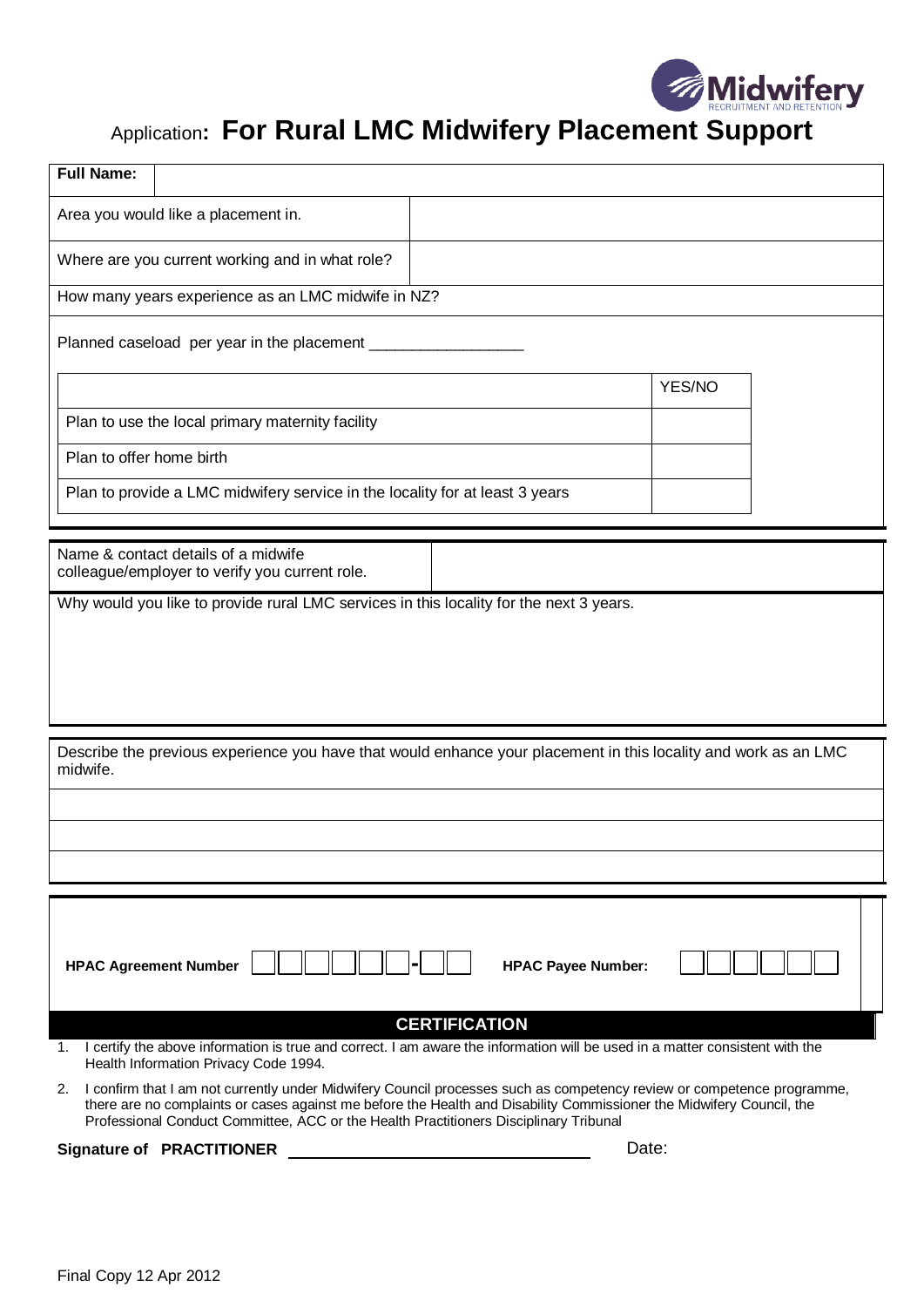# Application: For Rural LMC Midwifery Placement Support

| | |
|---|---|
| **Full Name:** | |
| Area you would like a placement in. | |
| Where are you current working and in what role? | |
| How many years experience as an LMC midwife in NZ? | |

Planned caseload per year in the placement __________________

| | YES/NO |
|---|---|
| Plan to use the local primary maternity facility | |
| Plan to offer home birth | |
| Plan to provide a LMC midwifery service in the locality for at least 3 years | |

| | |
|---|---|
| Name & contact details of a midwife colleague/employer to verify you current role. | |

Why would you like to provide rural LMC services in this locality for the next 3 years.

Describe the previous experience you have that would enhance your placement in this locality and work as an LMC midwife.

**HPAC Agreement Number** ☐☐☐☐☐☐-☐☐ **HPAC Payee Number:** ☐☐☐☐☐☐

## CERTIFICATION

1. I certify the above information is true and correct. I am aware the information will be used in a matter consistent with the Health Information Privacy Code 1994.
2. I confirm that I am not currently under Midwifery Council processes such as competency review or competence programme, there are no complaints or cases against me before the Health and Disability Commissioner the Midwifery Council, the Professional Conduct Committee, ACC or the Health Practitioners Disciplinary Tribunal

**Signature of PRACTITIONER** ______________________________ Date:

Final Copy 12 Apr 2012